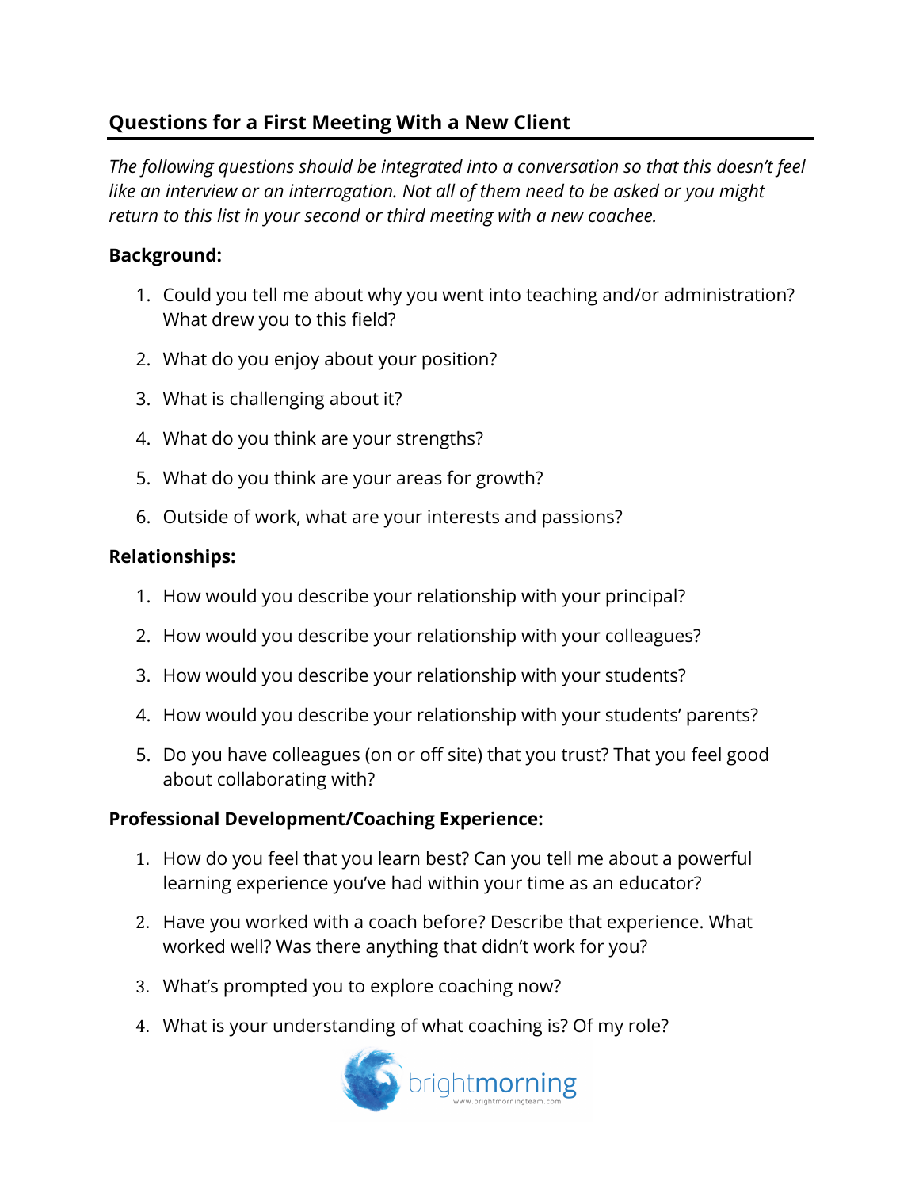## Questions for a First Meeting With a New Client

*The following questions should be integrated into a conversation so that this doesn't feel like an interview or an interrogation. Not all of them need to be asked or you might return to this list in your second or third meeting with a new coachee.*

**Background:**

1. Could you tell me about why you went into teaching and/or administration? What drew you to this field?
2. What do you enjoy about your position?
3. What is challenging about it?
4. What do you think are your strengths?
5. What do you think are your areas for growth?
6. Outside of work, what are your interests and passions?

**Relationships:**

1. How would you describe your relationship with your principal?
2. How would you describe your relationship with your colleagues?
3. How would you describe your relationship with your students?
4. How would you describe your relationship with your students' parents?
5. Do you have colleagues (on or off site) that you trust? That you feel good about collaborating with?

**Professional Development/Coaching Experience:**

1. How do you feel that you learn best? Can you tell me about a powerful learning experience you've had within your time as an educator?
2. Have you worked with a coach before? Describe that experience. What worked well? Was there anything that didn't work for you?
3. What's prompted you to explore coaching now?
4. What is your understanding of what coaching is? Of my role?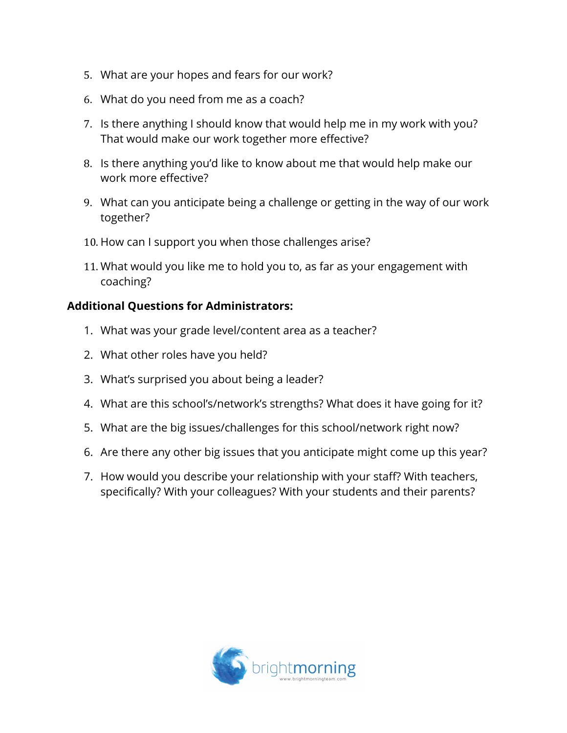5. What are your hopes and fears for our work?
6. What do you need from me as a coach?
7. Is there anything I should know that would help me in my work with you? That would make our work together more effective?
8. Is there anything you'd like to know about me that would help make our work more effective?
9. What can you anticipate being a challenge or getting in the way of our work together?
10. How can I support you when those challenges arise?
11. What would you like me to hold you to, as far as your engagement with coaching?

**Additional Questions for Administrators:**

1. What was your grade level/content area as a teacher?
2. What other roles have you held?
3. What's surprised you about being a leader?
4. What are this school's/network's strengths? What does it have going for it?
5. What are the big issues/challenges for this school/network right now?
6. Are there any other big issues that you anticipate might come up this year?
7. How would you describe your relationship with your staff? With teachers, specifically? With your colleagues? With your students and their parents?